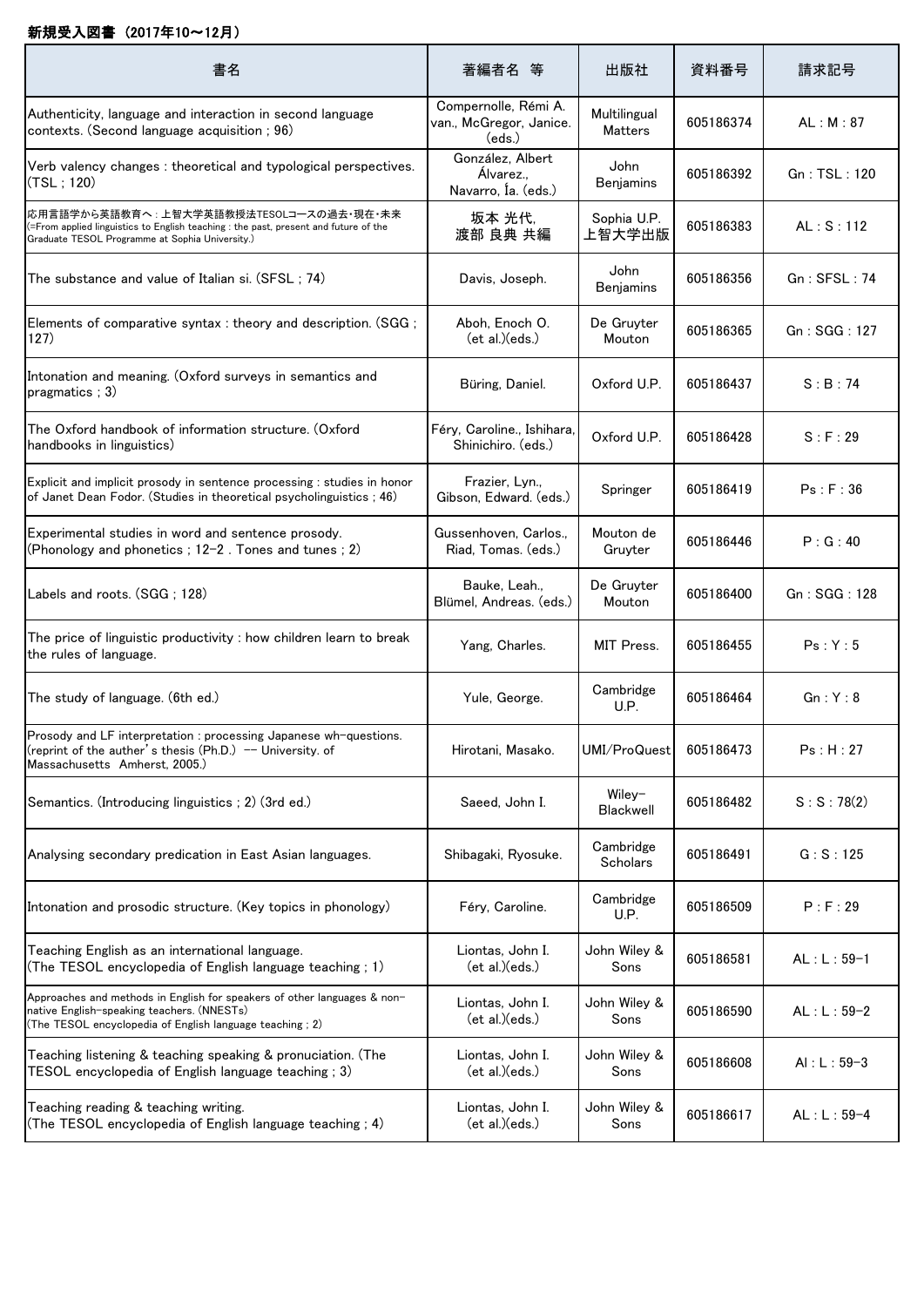## 新規受入図書 (2017年10～12月)

| 書名 | 著編者名 等 | 出版社 | 資料番号 | 請求記号 |
|---|---|---|---|---|
| Authenticity, language and interaction in second language contexts. (Second language acquisition ; 96) | Compernolle, Rémi A. van., McGregor, Janice. (eds.) | Multilingual Matters | 605186374 | AL : M : 87 |
| Verb valency changes : theoretical and typological perspectives. (TSL ; 120) | González, Albert Álvarez., Navarro, Ía. (eds.) | John Benjamins | 605186392 | Gn : TSL : 120 |
| 応用言語学から英語教育へ : 上智大学英語教授法TESOLコースの過去・現在・未来 (=From applied linguistics to English teaching : the past, present and future of the Graduate TESOL Programme at Sophia University.) | 坂本 光代, 渡部 良典 共編 | Sophia U.P. 上智大学出版 | 605186383 | AL : S : 112 |
| The substance and value of Italian si. (SFSL ; 74) | Davis, Joseph. | John Benjamins | 605186356 | Gn : SFSL : 74 |
| Elements of comparative syntax : theory and description. (SGG ; 127) | Aboh, Enoch O. (et al.)(eds.) | De Gruyter Mouton | 605186365 | Gn : SGG : 127 |
| Intonation and meaning. (Oxford surveys in semantics and pragmatics ; 3) | Büring, Daniel. | Oxford U.P. | 605186437 | S : B : 74 |
| The Oxford handbook of information structure. (Oxford handbooks in linguistics) | Féry, Caroline., Ishihara, Shinichiro. (eds.) | Oxford U.P. | 605186428 | S : F : 29 |
| Explicit and implicit prosody in sentence processing : studies in honor of Janet Dean Fodor. (Studies in theoretical psycholinguistics ; 46) | Frazier, Lyn., Gibson, Edward. (eds.) | Springer | 605186419 | Ps : F : 36 |
| Experimental studies in word and sentence prosody. (Phonology and phonetics ; 12-2 . Tones and tunes ; 2) | Gussenhoven, Carlos., Riad, Tomas. (eds.) | Mouton de Gruyter | 605186446 | P : G : 40 |
| Labels and roots. (SGG ; 128) | Bauke, Leah., Blümel, Andreas. (eds.) | De Gruyter Mouton | 605186400 | Gn : SGG : 128 |
| The price of linguistic productivity : how children learn to break the rules of language. | Yang, Charles. | MIT Press. | 605186455 | Ps : Y : 5 |
| The study of language. (6th ed.) | Yule, George. | Cambridge U.P. | 605186464 | Gn : Y : 8 |
| Prosody and LF interpretation : processing Japanese wh-questions. (reprint of the auther's thesis (Ph.D.) -- University. of Massachusetts Amherst, 2005.) | Hirotani, Masako. | UMI/ProQuest | 605186473 | Ps : H : 27 |
| Semantics. (Introducing linguistics ; 2) (3rd ed.) | Saeed, John I. | Wiley-Blackwell | 605186482 | S : S : 78(2) |
| Analysing secondary predication in East Asian languages. | Shibagaki, Ryosuke. | Cambridge Scholars | 605186491 | G : S : 125 |
| Intonation and prosodic structure. (Key topics in phonology) | Féry, Caroline. | Cambridge U.P. | 605186509 | P : F : 29 |
| Teaching English as an international language. (The TESOL encyclopedia of English language teaching ; 1) | Liontas, John I. (et al.)(eds.) | John Wiley & Sons | 605186581 | AL : L : 59-1 |
| Approaches and methods in English for speakers of other languages & non-native English-speaking teachers. (NNESTs) (The TESOL encyclopedia of English language teaching ; 2) | Liontas, John I. (et al.)(eds.) | John Wiley & Sons | 605186590 | AL : L : 59-2 |
| Teaching listening & teaching speaking & pronuciation. (The TESOL encyclopedia of English language teaching ; 3) | Liontas, John I. (et al.)(eds.) | John Wiley & Sons | 605186608 | Al : L : 59-3 |
| Teaching reading & teaching writing. (The TESOL encyclopedia of English language teaching ; 4) | Liontas, John I. (et al.)(eds.) | John Wiley & Sons | 605186617 | AL : L : 59-4 |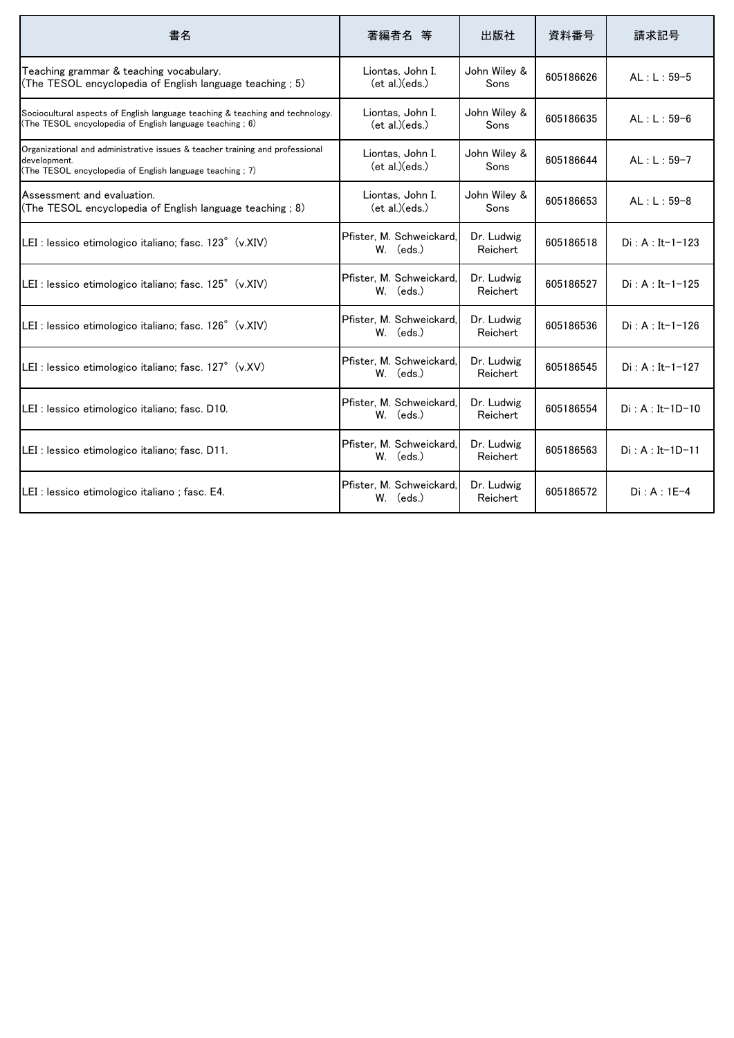| 書名 | 著編者名　等 | 出版社 | 資料番号 | 請求記号 |
|---|---|---|---|---|
| Teaching grammar & teaching vocabulary.<br>(The TESOL encyclopedia of English language teaching ; 5) | Liontas, John I.<br>(et al.)(eds.) | John Wiley & Sons | 605186626 | AL : L : 59-5 |
| Sociocultural aspects of English language teaching & teaching and technology.<br>(The TESOL encyclopedia of English language teaching ; 6) | Liontas, John I.<br>(et al.)(eds.) | John Wiley & Sons | 605186635 | AL : L : 59-6 |
| Organizational and administrative issues & teacher training and professional development.<br>(The TESOL encyclopedia of English language teaching ; 7) | Liontas, John I.<br>(et al.)(eds.) | John Wiley & Sons | 605186644 | AL : L : 59-7 |
| Assessment and evaluation.<br>(The TESOL encyclopedia of English language teaching ; 8) | Liontas, John I.<br>(et al.)(eds.) | John Wiley & Sons | 605186653 | AL : L : 59-8 |
| LEI : lessico etimologico italiano; fasc. 123°（v.XIV） | Pfister, M. Schweickard, W.（eds.） | Dr. Ludwig Reichert | 605186518 | Di : A : It-1-123 |
| LEI : lessico etimologico italiano; fasc. 125°（v.XIV） | Pfister, M. Schweickard, W.（eds.） | Dr. Ludwig Reichert | 605186527 | Di : A : It-1-125 |
| LEI : lessico etimologico italiano; fasc. 126°（v.XIV） | Pfister, M. Schweickard, W.（eds.） | Dr. Ludwig Reichert | 605186536 | Di : A : It-1-126 |
| LEI : lessico etimologico italiano; fasc. 127°（v.XV） | Pfister, M. Schweickard, W.（eds.） | Dr. Ludwig Reichert | 605186545 | Di : A : It-1-127 |
| LEI : lessico etimologico italiano; fasc. D10. | Pfister, M. Schweickard, W.（eds.） | Dr. Ludwig Reichert | 605186554 | Di : A : It-1D-10 |
| LEI : lessico etimologico italiano; fasc. D11. | Pfister, M. Schweickard, W.（eds.） | Dr. Ludwig Reichert | 605186563 | Di : A : It-1D-11 |
| LEI : lessico etimologico italiano ; fasc. E4. | Pfister, M. Schweickard, W.（eds.） | Dr. Ludwig Reichert | 605186572 | Di : A : 1E-4 |